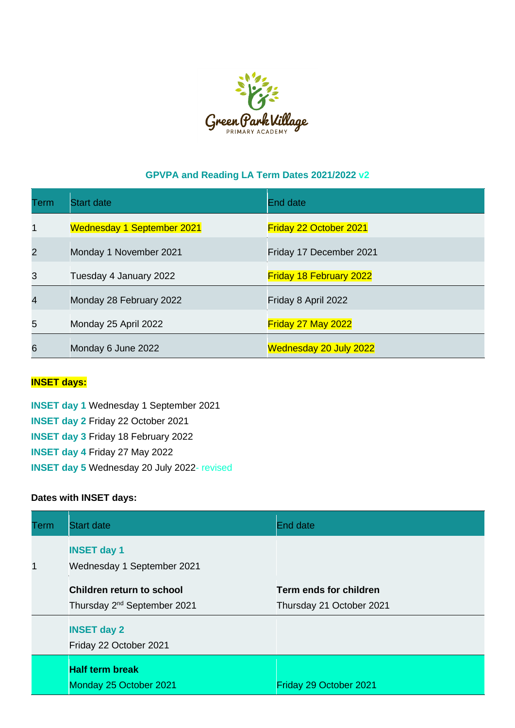Green Park Village
PRIMARY ACADEMY

## GPVPA and Reading LA Term Dates 2021/2022 v2

| Term | Start date | End date |
|---|---|---|
| 1 | Wednesday 1 September 2021 | Friday 22 October 2021 |
| 2 | Monday 1 November 2021 | Friday 17 December 2021 |
| 3 | Tuesday 4 January 2022 | Friday 18 February 2022 |
| 4 | Monday 28 February 2022 | Friday 8 April 2022 |
| 5 | Monday 25 April 2022 | Friday 27 May 2022 |
| 6 | Monday 6 June 2022 | Wednesday 20 July 2022 |

**INSET days:**

**INSET day 1** Wednesday 1 September 2021
**INSET day 2** Friday 22 October 2021
**INSET day 3** Friday 18 February 2022
**INSET day 4** Friday 27 May 2022
**INSET day 5** Wednesday 20 July 2022- revised

**Dates with INSET days:**

| Term | Start date | End date |
|---|---|---|
| 1 | **INSET day 1** Wednesday 1 September 2021 | |
| | **Children return to school** Thursday 2nd September 2021 | **Term ends for children** Thursday 21 October 2021 |
| | **INSET day 2** Friday 22 October 2021 | |
| | **Half term break** Monday 25 October 2021 | Friday 29 October 2021 |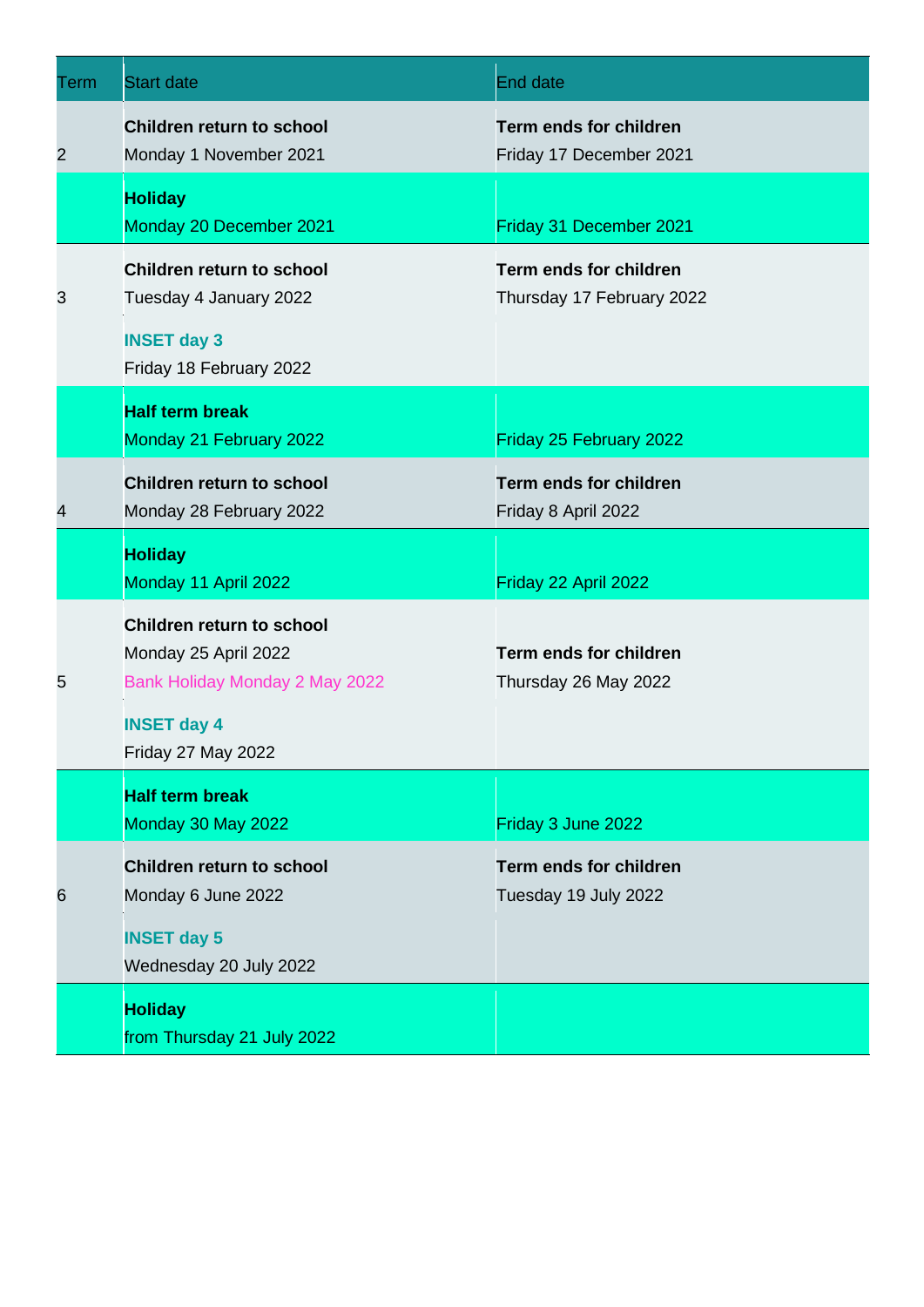| Term | Start date | End date |
|---|---|---|
| 2 | **Children return to school** Monday 1 November 2021 | **Term ends for children** Friday 17 December 2021 |
| | **Holiday** Monday 20 December 2021 | Friday 31 December 2021 |
| 3 | **Children return to school** Tuesday 4 January 2022 **INSET day 3** Friday 18 February 2022 | **Term ends for children** Thursday 17 February 2022 |
| | **Half term break** Monday 21 February 2022 | Friday 25 February 2022 |
| 4 | **Children return to school** Monday 28 February 2022 | **Term ends for children** Friday 8 April 2022 |
| | **Holiday** Monday 11 April 2022 | Friday 22 April 2022 |
| 5 | **Children return to school** Monday 25 April 2022 Bank Holiday Monday 2 May 2022 **INSET day 4** Friday 27 May 2022 | **Term ends for children** Thursday 26 May 2022 |
| | **Half term break** Monday 30 May 2022 | Friday 3 June 2022 |
| 6 | **Children return to school** Monday 6 June 2022 **INSET day 5** Wednesday 20 July 2022 | **Term ends for children** Tuesday 19 July 2022 |
| | **Holiday** from Thursday 21 July 2022 | |